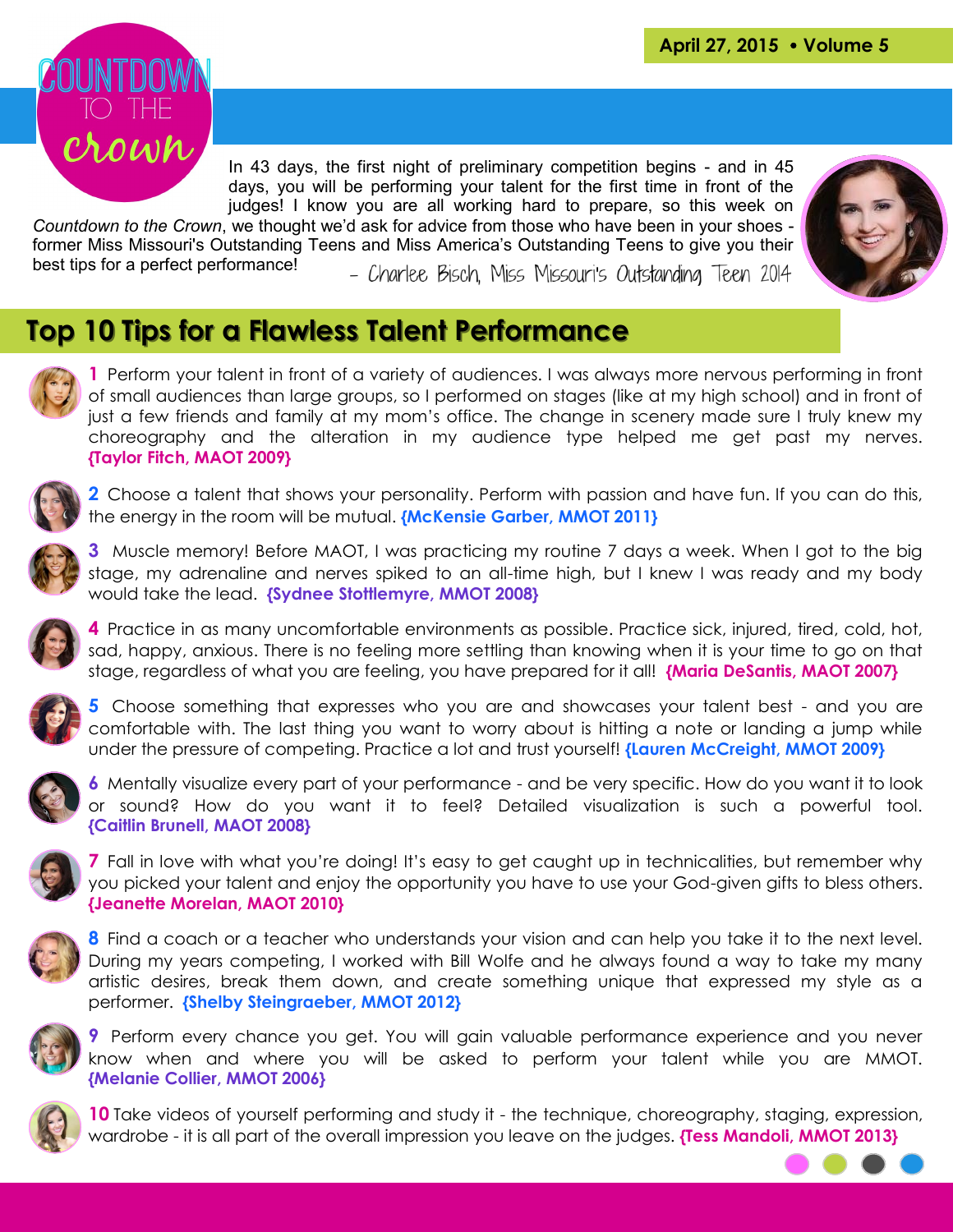# Countdown to the Crown

April 27, 2015 • Volume 5

In 43 days, the first night of preliminary competition begins - and in 45 days, you will be performing your talent for the first time in front of the judges! I know you are all working hard to prepare, so this week on *Countdown to the Crown*, we thought we'd ask for advice from those who have been in your shoes - former Miss Missouri's Outstanding Teens and Miss America's Outstanding Teens to give you their best tips for a perfect performance!

– Charlee Bisch, Miss Missouri's Outstanding Teen 2014

## Top 10 Tips for a Flawless Talent Performance

**1** Perform your talent in front of a variety of audiences. I was always more nervous performing in front of small audiences than large groups, so I performed on stages (like at my high school) and in front of just a few friends and family at my mom's office. The change in scenery made sure I truly knew my choreography and the alteration in my audience type helped me get past my nerves. **{Taylor Fitch, MAOT 2009}**

**2** Choose a talent that shows your personality. Perform with passion and have fun. If you can do this, the energy in the room will be mutual. **{McKensie Garber, MMOT 2011}**

**3** Muscle memory! Before MAOT, I was practicing my routine 7 days a week. When I got to the big stage, my adrenaline and nerves spiked to an all-time high, but I knew I was ready and my body would take the lead. **{Sydnee Stottlemyre, MMOT 2008}**

**4** Practice in as many uncomfortable environments as possible. Practice sick, injured, tired, cold, hot, sad, happy, anxious. There is no feeling more settling than knowing when it is your time to go on that stage, regardless of what you are feeling, you have prepared for it all! **{Maria DeSantis, MAOT 2007}**

**5** Choose something that expresses who you are and showcases your talent best - and you are comfortable with. The last thing you want to worry about is hitting a note or landing a jump while under the pressure of competing. Practice a lot and trust yourself! **{Lauren McCreight, MMOT 2009}**

**6** Mentally visualize every part of your performance - and be very specific. How do you want it to look or sound? How do you want it to feel? Detailed visualization is such a powerful tool. **{Caitlin Brunell, MAOT 2008}**

**7** Fall in love with what you're doing! It's easy to get caught up in technicalities, but remember why you picked your talent and enjoy the opportunity you have to use your God-given gifts to bless others. **{Jeanette Morelan, MAOT 2010}**

**8** Find a coach or a teacher who understands your vision and can help you take it to the next level. During my years competing, I worked with Bill Wolfe and he always found a way to take my many artistic desires, break them down, and create something unique that expressed my style as a performer. **{Shelby Steingraeber, MMOT 2012}**

**9** Perform every chance you get. You will gain valuable performance experience and you never know when and where you will be asked to perform your talent while you are MMOT. **{Melanie Collier, MMOT 2006}**

**10** Take videos of yourself performing and study it - the technique, choreography, staging, expression, wardrobe - it is all part of the overall impression you leave on the judges. **{Tess Mandoli, MMOT 2013}**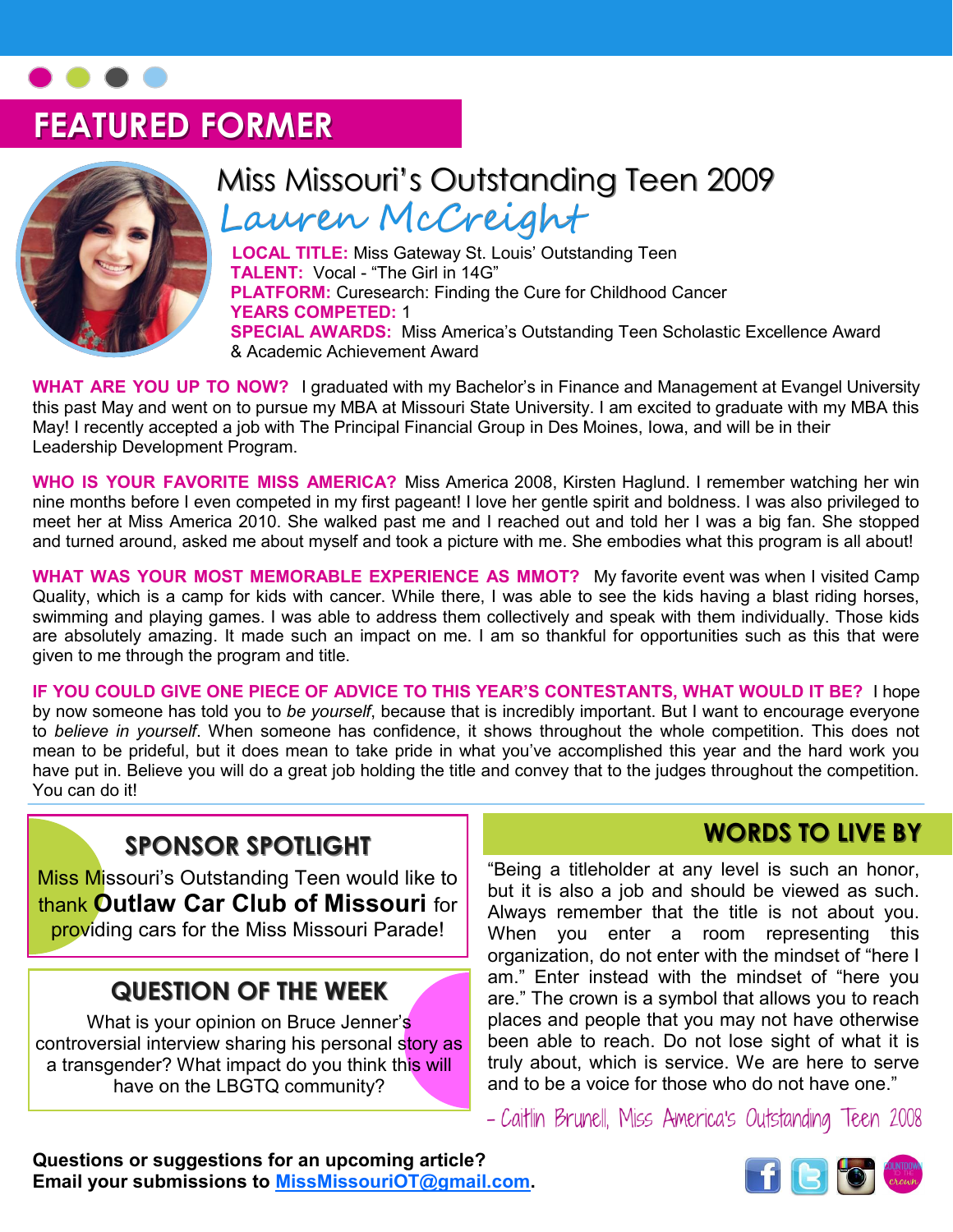## FEATURED FORMER

### Miss Missouri's Outstanding Teen 2009

### Lauren McCreight

**LOCAL TITLE:** Miss Gateway St. Louis' Outstanding Teen
**TALENT:** Vocal - "The Girl in 14G"
**PLATFORM:** Curesearch: Finding the Cure for Childhood Cancer
**YEARS COMPETED:** 1
**SPECIAL AWARDS:** Miss America's Outstanding Teen Scholastic Excellence Award & Academic Achievement Award

**WHAT ARE YOU UP TO NOW?** I graduated with my Bachelor's in Finance and Management at Evangel University this past May and went on to pursue my MBA at Missouri State University. I am excited to graduate with my MBA this May! I recently accepted a job with The Principal Financial Group in Des Moines, Iowa, and will be in their Leadership Development Program.

**WHO IS YOUR FAVORITE MISS AMERICA?** Miss America 2008, Kirsten Haglund. I remember watching her win nine months before I even competed in my first pageant! I love her gentle spirit and boldness. I was also privileged to meet her at Miss America 2010. She walked past me and I reached out and told her I was a big fan. She stopped and turned around, asked me about myself and took a picture with me. She embodies what this program is all about!

**WHAT WAS YOUR MOST MEMORABLE EXPERIENCE AS MMOT?** My favorite event was when I visited Camp Quality, which is a camp for kids with cancer. While there, I was able to see the kids having a blast riding horses, swimming and playing games. I was able to address them collectively and speak with them individually. Those kids are absolutely amazing. It made such an impact on me. I am so thankful for opportunities such as this that were given to me through the program and title.

**IF YOU COULD GIVE ONE PIECE OF ADVICE TO THIS YEAR'S CONTESTANTS, WHAT WOULD IT BE?** I hope by now someone has told you to *be yourself*, because that is incredibly important. But I want to encourage everyone to *believe in yourself*. When someone has confidence, it shows throughout the whole competition. This does not mean to be prideful, but it does mean to take pride in what you've accomplished this year and the hard work you have put in. Believe you will do a great job holding the title and convey that to the judges throughout the competition. You can do it!

## SPONSOR SPOTLIGHT

Miss Missouri's Outstanding Teen would like to thank **Outlaw Car Club of Missouri** for providing cars for the Miss Missouri Parade!

## QUESTION OF THE WEEK

What is your opinion on Bruce Jenner's controversial interview sharing his personal story as a transgender? What impact do you think this will have on the LBGTQ community?

## WORDS TO LIVE BY

"Being a titleholder at any level is such an honor, but it is also a job and should be viewed as such. Always remember that the title is not about you. When you enter a room representing this organization, do not enter with the mindset of "here I am." Enter instead with the mindset of "here you are." The crown is a symbol that allows you to reach places and people that you may not have otherwise been able to reach. Do not lose sight of what it is truly about, which is service. We are here to serve and to be a voice for those who do not have one."

*- Caitlin Brunell, Miss America's Outstanding Teen 2008*

**Questions or suggestions for an upcoming article?**
**Email your submissions to [MissMissouriOT@gmail.com](mailto:MissMissouriOT@gmail.com).**